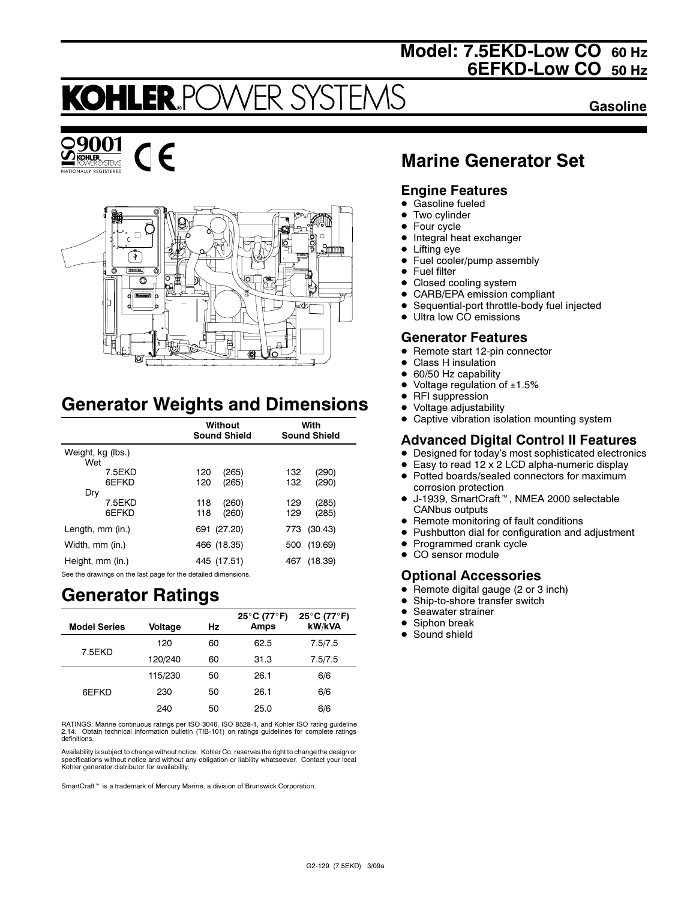# Model: 7.5EKD-Low CO 60 Hz
# 6EFKD-Low CO 50 Hz

**KOHLER POWER SYSTEMS**

**Gasoline**

ISO 9001 KOHLER POWER SYSTEMS NATIONALLY REGISTERED

## Marine Generator Set

### Engine Features

- Gasoline fueled
- Two cylinder
- Four cycle
- Integral heat exchanger
- Lifting eye
- Fuel cooler/pump assembly
- Fuel filter
- Closed cooling system
- CARB/EPA emission compliant
- Sequential-port throttle-body fuel injected
- Ultra low CO emissions

### Generator Features

- Remote start 12-pin connector
- Class H insulation
- 60/50 Hz capability
- Voltage regulation of ±1.5%
- RFI suppression
- Voltage adjustability
- Captive vibration isolation mounting system

### Advanced Digital Control II Features

- Designed for today's most sophisticated electronics
- Easy to read 12 x 2 LCD alpha-numeric display
- Potted boards/sealed connectors for maximum corrosion protection
- J-1939, SmartCraft™, NMEA 2000 selectable CANbus outputs
- Remote monitoring of fault conditions
- Pushbutton dial for configuration and adjustment
- Programmed crank cycle
- CO sensor module

### Optional Accessories

- Remote digital gauge (2 or 3 inch)
- Ship-to-shore transfer switch
- Seawater strainer
- Siphon break
- Sound shield

## Generator Weights and Dimensions

| | Without Sound Shield | With Sound Shield |
|---|---|---|
| Weight, kg (lbs.) | | |
| Wet | | |
| 7.5EKD | 120 (265) | 132 (290) |
| 6EFKD | 120 (265) | 132 (290) |
| Dry | | |
| 7.5EKD | 118 (260) | 129 (285) |
| 6EFKD | 118 (260) | 129 (285) |
| Length, mm (in.) | 691 (27.20) | 773 (30.43) |
| Width, mm (in.) | 466 (18.35) | 500 (19.69) |
| Height, mm (in.) | 445 (17.51) | 467 (18.39) |

See the drawings on the last page for the detailed dimensions.

## Generator Ratings

| Model Series | Voltage | Hz | 25°C (77°F) Amps | 25°C (77°F) kW/kVA |
|---|---|---|---|---|
| 7.5EKD | 120 | 60 | 62.5 | 7.5/7.5 |
| | 120/240 | 60 | 31.3 | 7.5/7.5 |
| 6EFKD | 115/230 | 50 | 26.1 | 6/6 |
| | 230 | 50 | 26.1 | 6/6 |
| | 240 | 50 | 25.0 | 6/6 |

RATINGS: Marine continuous ratings per ISO 3046, ISO 8528-1, and Kohler ISO rating guideline 2.14. Obtain technical information bulletin (TIB-101) on ratings guidelines for complete ratings definitions.

Availability is subject to change without notice. Kohler Co. reserves the right to change the design or specifications without notice and without any obligation or liability whatsoever. Contact your local Kohler generator distributor for availability.

SmartCraft™ is a trademark of Mercury Marine, a division of Brunswick Corporation.

G2-129 (7.5EKD) 3/09a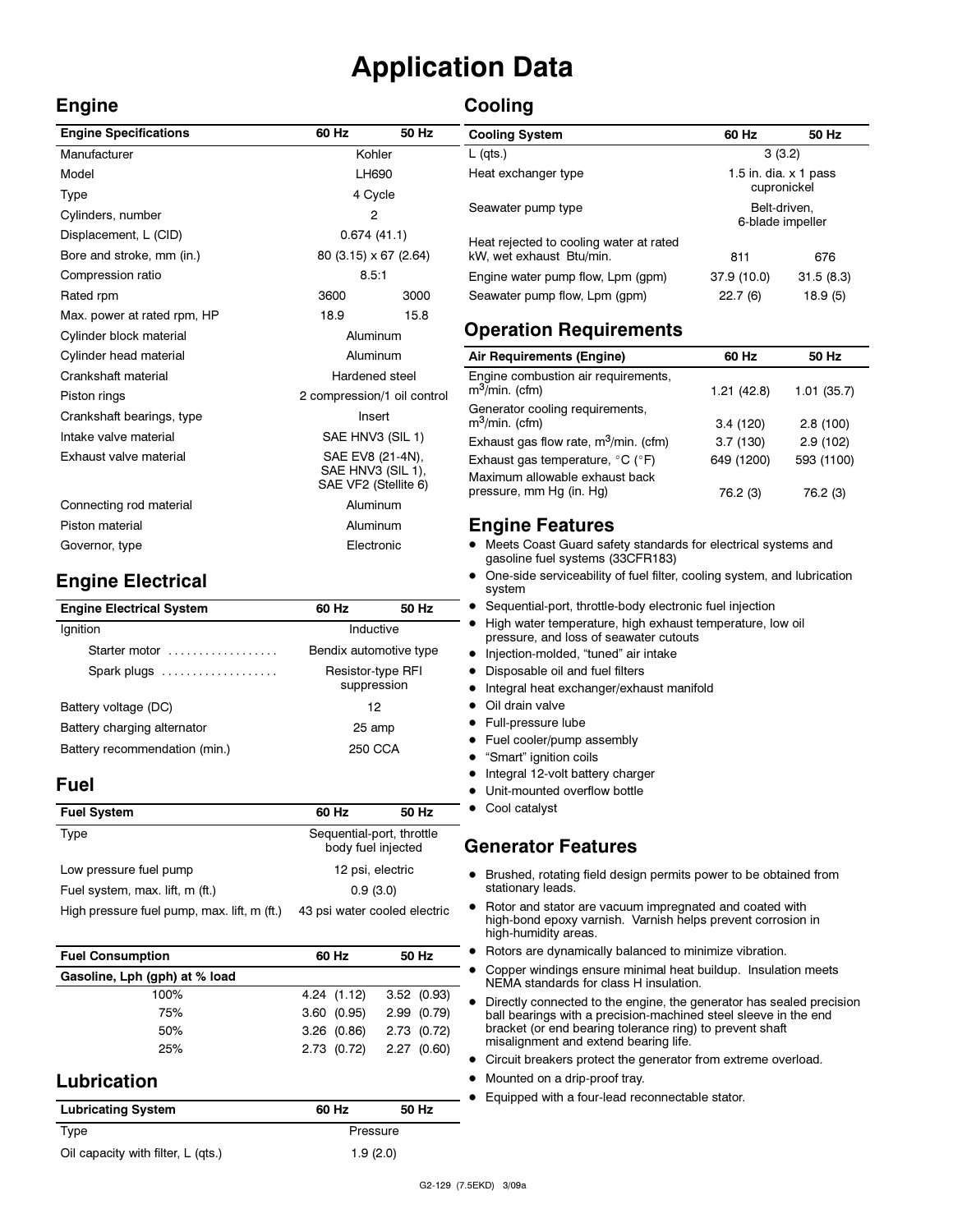// Page 2 of 4
# Application Data

## Engine

| Engine Specifications | 60 Hz | 50 Hz |
|---|---|---|
| Manufacturer | Kohler | |
| Model | LH690 | |
| Type | 4 Cycle | |
| Cylinders, number | 2 | |
| Displacement, L (CID) | 0.674 (41.1) | |
| Bore and stroke, mm (in.) | 80 (3.15) x 67 (2.64) | |
| Compression ratio | 8.5:1 | |
| Rated rpm | 3600 | 3000 |
| Max. power at rated rpm, HP | 18.9 | 15.8 |
| Cylinder block material | Aluminum | |
| Cylinder head material | Aluminum | |
| Crankshaft material | Hardened steel | |
| Piston rings | 2 compression/1 oil control | |
| Crankshaft bearings, type | Insert | |
| Intake valve material | SAE HNV3 (SIL 1) | |
| Exhaust valve material | SAE EV8 (21-4N), SAE HNV3 (SIL 1), SAE VF2 (Stellite 6) | |
| Connecting rod material | Aluminum | |
| Piston material | Aluminum | |
| Governor, type | Electronic | |

## Engine Electrical

| Engine Electrical System | 60 Hz | 50 Hz |
|---|---|---|
| Ignition | Inductive | |
| Starter motor | Bendix automotive type | |
| Spark plugs | Resistor-type RFI suppression | |
| Battery voltage (DC) | 12 | |
| Battery charging alternator | 25 amp | |
| Battery recommendation (min.) | 250 CCA | |

## Fuel

| Fuel System | 60 Hz | 50 Hz |
|---|---|---|
| Type | Sequential-port, throttle body fuel injected | |
| Low pressure fuel pump | 12 psi, electric | |
| Fuel system, max. lift, m (ft.) | 0.9 (3.0) | |
| High pressure fuel pump, max. lift, m (ft.) | 43 psi water cooled electric | |

| Fuel Consumption | 60 Hz | 50 Hz |
|---|---|---|
| **Gasoline, Lph (gph) at % load** | | |
| 100% | 4.24 (1.12) | 3.52 (0.93) |
| 75% | 3.60 (0.95) | 2.99 (0.79) |
| 50% | 3.26 (0.86) | 2.73 (0.72) |
| 25% | 2.73 (0.72) | 2.27 (0.60) |

## Lubrication

| Lubricating System | 60 Hz | 50 Hz |
|---|---|---|
| Type | Pressure | |
| Oil capacity with filter, L (qts.) | 1.9 (2.0) | |

## Cooling

| Cooling System | 60 Hz | 50 Hz |
|---|---|---|
| L (qts.) | 3 (3.2) | |
| Heat exchanger type | 1.5 in. dia. x 1 pass cupronickel | |
| Seawater pump type | Belt-driven, 6-blade impeller | |
| Heat rejected to cooling water at rated kW, wet exhaust Btu/min. | 811 | 676 |
| Engine water pump flow, Lpm (gpm) | 37.9 (10.0) | 31.5 (8.3) |
| Seawater pump flow, Lpm (gpm) | 22.7 (6) | 18.9 (5) |

## Operation Requirements

| Air Requirements (Engine) | 60 Hz | 50 Hz |
|---|---|---|
| Engine combustion air requirements, $m^3$/min. (cfm) | 1.21 (42.8) | 1.01 (35.7) |
| Generator cooling requirements, $m^3$/min. (cfm) | 3.4 (120) | 2.8 (100) |
| Exhaust gas flow rate, $m^3$/min. (cfm) | 3.7 (130) | 2.9 (102) |
| Exhaust gas temperature, °C (°F) | 649 (1200) | 593 (1100) |
| Maximum allowable exhaust back pressure, mm Hg (in. Hg) | 76.2 (3) | 76.2 (3) |

## Engine Features

- Meets Coast Guard safety standards for electrical systems and gasoline fuel systems (33CFR183)
- One-side serviceability of fuel filter, cooling system, and lubrication system
- Sequential-port, throttle-body electronic fuel injection
- High water temperature, high exhaust temperature, low oil pressure, and loss of seawater cutouts
- Injection-molded, "tuned" air intake
- Disposable oil and fuel filters
- Integral heat exchanger/exhaust manifold
- Oil drain valve
- Full-pressure lube
- Fuel cooler/pump assembly
- "Smart" ignition coils
- Integral 12-volt battery charger
- Unit-mounted overflow bottle
- Cool catalyst

## Generator Features

- Brushed, rotating field design permits power to be obtained from stationary leads.
- Rotor and stator are vacuum impregnated and coated with high-bond epoxy varnish. Varnish helps prevent corrosion in high-humidity areas.
- Rotors are dynamically balanced to minimize vibration.
- Copper windings ensure minimal heat buildup. Insulation meets NEMA standards for class H insulation.
- Directly connected to the engine, the generator has sealed precision ball bearings with a precision-machined steel sleeve in the end bracket (or end bearing tolerance ring) to prevent shaft misalignment and extend bearing life.
- Circuit breakers protect the generator from extreme overload.
- Mounted on a drip-proof tray.
- Equipped with a four-lead reconnectable stator.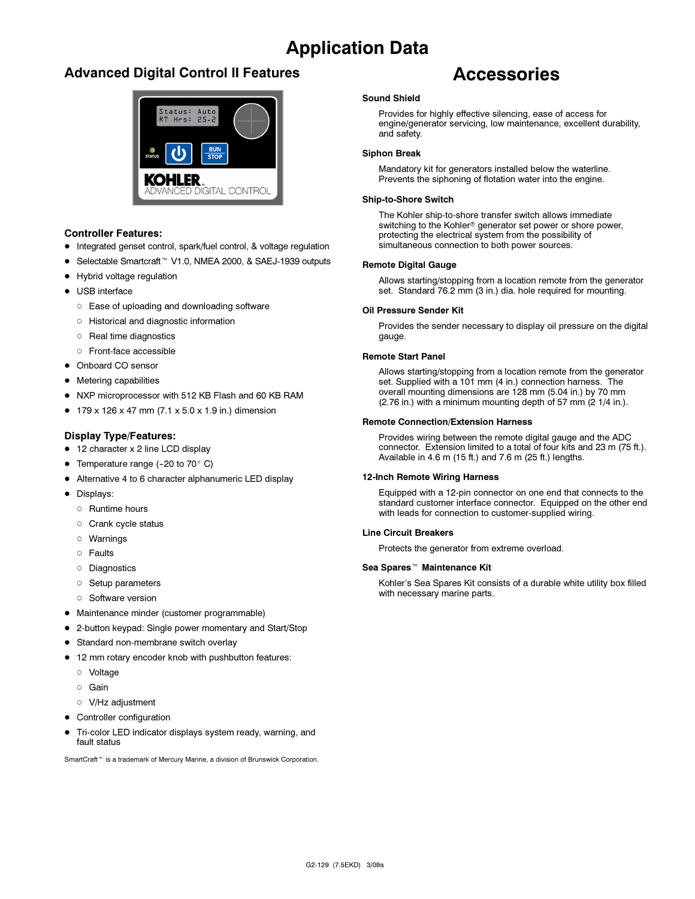# Application Data

## Advanced Digital Control II Features

### Controller Features:

- Integrated genset control, spark/fuel control, & voltage regulation
- Selectable Smartcraft™ V1.0, NMEA 2000, & SAEJ-1939 outputs
- Hybrid voltage regulation
- USB interface
  - Ease of uploading and downloading software
  - Historical and diagnostic information
  - Real time diagnostics
  - Front-face accessible
- Onboard CO sensor
- Metering capabilities
- NXP microprocessor with 512 KB Flash and 60 KB RAM
- 179 x 126 x 47 mm (7.1 x 5.0 x 1.9 in.) dimension

### Display Type/Features:

- 12 character x 2 line LCD display
- Temperature range (-20 to 70° C)
- Alternative 4 to 6 character alphanumeric LED display
- Displays:
  - Runtime hours
  - Crank cycle status
  - Warnings
  - Faults
  - Diagnostics
  - Setup parameters
  - Software version
- Maintenance minder (customer programmable)
- 2-button keypad: Single power momentary and Start/Stop
- Standard non-membrane switch overlay
- 12 mm rotary encoder knob with pushbutton features:
  - Voltage
  - Gain
  - V/Hz adjustment
- Controller configuration
- Tri-color LED indicator displays system ready, warning, and fault status

SmartCraft™ is a trademark of Mercury Marine, a division of Brunswick Corporation.

## Accessories

### Sound Shield

Provides for highly effective silencing, ease of access for engine/generator servicing, low maintenance, excellent durability, and safety.

### Siphon Break

Mandatory kit for generators installed below the waterline. Prevents the siphoning of flotation water into the engine.

### Ship-to-Shore Switch

The Kohler ship-to-shore transfer switch allows immediate switching to the Kohler® generator set power or shore power, protecting the electrical system from the possibility of simultaneous connection to both power sources.

### Remote Digital Gauge

Allows starting/stopping from a location remote from the generator set. Standard 76.2 mm (3 in.) dia. hole required for mounting.

### Oil Pressure Sender Kit

Provides the sender necessary to display oil pressure on the digital gauge.

### Remote Start Panel

Allows starting/stopping from a location remote from the generator set. Supplied with a 101 mm (4 in.) connection harness. The overall mounting dimensions are 128 mm (5.04 in.) by 70 mm (2.76 in.) with a minimum mounting depth of 57 mm (2 1/4 in.).

### Remote Connection/Extension Harness

Provides wiring between the remote digital gauge and the ADC connector. Extension limited to a total of four kits and 23 m (75 ft.). Available in 4.6 m (15 ft.) and 7.6 m (25 ft.) lengths.

### 12-Inch Remote Wiring Harness

Equipped with a 12-pin connector on one end that connects to the standard customer interface connector. Equipped on the other end with leads for connection to customer-supplied wiring.

### Line Circuit Breakers

Protects the generator from extreme overload.

### Sea Spares™ Maintenance Kit

Kohler's Sea Spares Kit consists of a durable white utility box filled with necessary marine parts.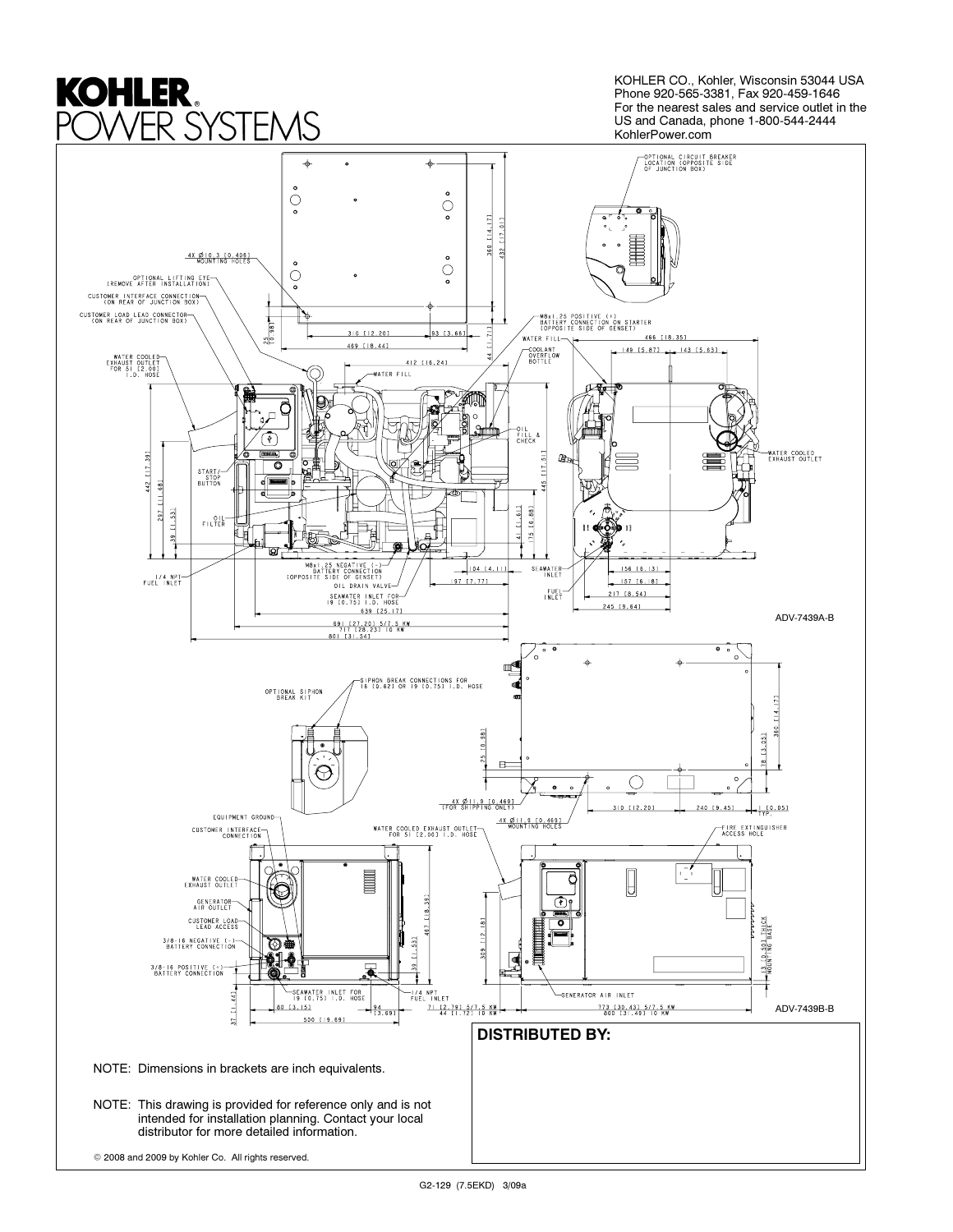KOHLER CO., Kohler, Wisconsin 53044 USA
Phone 920-565-3381, Fax 920-459-1646
For the nearest sales and service outlet in the US and Canada, phone 1-800-544-2444
KohlerPower.com

4X Ø10.3 [0.406] MOUNTING HOLES

OPTIONAL LIFTING EYE (REMOVE AFTER INSTALLATION)

CUSTOMER INTERFACE CONNECTION (ON REAR OF JUNCTION BOX)

CUSTOMER LOAD LEAD CONNECTOR (ON REAR OF JUNCTION BOX)

WATER COOLED EXHAUST OUTLET FOR 51 [2.00] I.D. HOSE

START/STOP BUTTON

OIL FILTER

1/4 NPT FUEL INLET

OPTIONAL CIRCUIT BREAKER LOCATION (OPPOSITE SIDE OF JUNCTION BOX)

M8x1.25 POSITIVE (+) BATTERY CONNECTION ON STARTER (OPPOSITE SIDE OF GENSET)

WATER FILL

COOLANT OVERFLOW BOTTLE

OIL FILL & CHECK

M8x1.25 NEGATIVE (-) BATTERY CONNECTION (OPPOSITE SIDE OF GENSET)

OIL DRAIN VALVE

SEAWATER INLET FOR 19 [0.75] I.D. HOSE

WATER COOLED EXHAUST OUTLET

SEAWATER INLET

FUEL INLET

360 [14.17]  432 [17.01]  25 [0.98]  310 [12.20]  93 [3.66]  44 [1.71]  469 [18.44]  412 [16.24]  466 [18.35]  149 [5.87]  143 [5.63]

442 [17.39]  297 [11.68]  39 [1.53]  445 [17.51]  41 [1.61]  175 [6.88]

104 [4.11]  197 [7.77]  639 [25.17]  691 [27.20] 5/7.5 KW  717 [28.23] 10 KW  801 [31.54]

156 [6.13]  157 [6.18]  217 [8.54]  245 [9.64]

ADV-7439A-B

OPTIONAL SIPHON BREAK KIT

SIPHON BREAK CONNECTIONS FOR 16 [0.62] OR 19 [0.75] I.D. HOSE

4X Ø11.9 [0.469] (FOR SHIPPING ONLY)

4X Ø11.9 [0.469] MOUNTING HOLES

25 [0.98]  360 [14.17]  78 [3.05]  310 [12.20]  240 [9.45]  1 [0.05] TYP.

EQUIPMENT GROUND

CUSTOMER INTERFACE CONNECTION

WATER COOLED EXHAUST OUTLET

GENERATOR AIR OUTLET

CUSTOMER LOAD LEAD ACCESS

3/8-16 NEGATIVE (-) BATTERY CONNECTION

3/8-16 POSITIVE (+) BATTERY CONNECTION

SEAWATER INLET FOR 19 [0.75] I.D. HOSE

1/4 NPT FUEL INLET

WATER COOLED EXHAUST OUTLET FOR 51 [2.00] I.D. HOSE

FIRE EXTINGUISHER ACCESS HOLE

GENERATOR AIR INLET

13 [0.50] THICK MOUNTING BASE

467 [18.39]  39 [1.53]  37 [1.44]  80 [3.15]  94 [3.69]  500 [19.69]  359 [14.13]  71 [2.79] 5/7.5 KW  44 [1.72] 10 KW  773 [30.43] 5/7.5 KW  800 [31.49] 10 KW

ADV-7439B-B

NOTE: Dimensions in brackets are inch equivalents.

NOTE: This drawing is provided for reference only and is not intended for installation planning. Contact your local distributor for more detailed information.

**DISTRIBUTED BY:**

© 2008 and 2009 by Kohler Co. All rights reserved.

G2-129 (7.5EKD) 3/09a